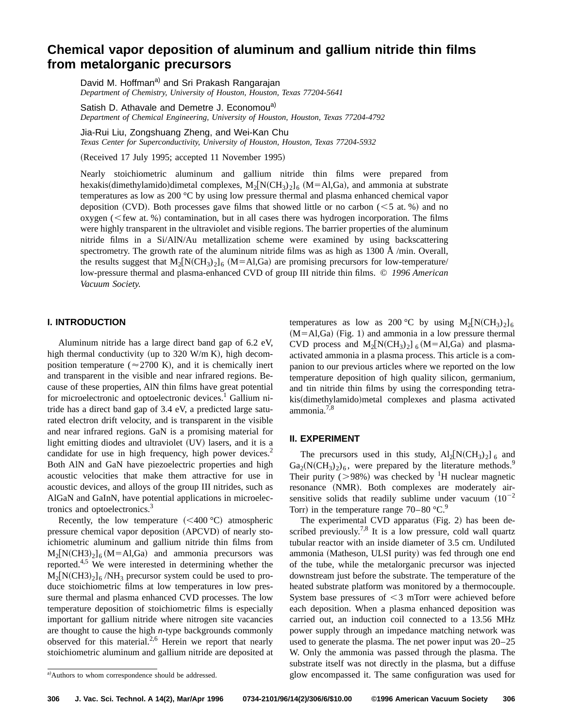# Chemical vapor deposition of aluminum and gallium nitride thin films from metalorganic precursors

David M. Hoffman[a] and Sri Prakash Rangarajan
*Department of Chemistry, University of Houston, Houston, Texas 77204-5641*

Satish D. Athavale and Demetre J. Economou[a]
*Department of Chemical Engineering, University of Houston, Houston, Texas 77204-4792*

Jia-Rui Liu, Zongshuang Zheng, and Wei-Kan Chu
*Texas Center for Superconductivity, University of Houston, Houston, Texas 77204-5932*

(Received 17 July 1995; accepted 11 November 1995)

Nearly stoichiometric aluminum and gallium nitride thin films were prepared from hexakis(dimethylamido)dimetal complexes, $M_2[N(CH_3)_2]_6$ (M=Al,Ga), and ammonia at substrate temperatures as low as 200 °C by using low pressure thermal and plasma enhanced chemical vapor deposition (CVD). Both processes gave films that showed little or no carbon (<5 at. %) and no oxygen (<few at. %) contamination, but in all cases there was hydrogen incorporation. The films were highly transparent in the ultraviolet and visible regions. The barrier properties of the aluminum nitride films in a Si/AlN/Au metallization scheme were examined by using backscattering spectrometry. The growth rate of the aluminum nitride films was as high as 1300 Å /min. Overall, the results suggest that $M_2[N(CH_3)_2]_6$ (M=Al,Ga) are promising precursors for low-temperature/low-pressure thermal and plasma-enhanced CVD of group III nitride thin films. © *1996 American Vacuum Society.*

## I. INTRODUCTION

Aluminum nitride has a large direct band gap of 6.2 eV, high thermal conductivity (up to 320 W/m K), high decomposition temperature (≈2700 K), and it is chemically inert and transparent in the visible and near infrared regions. Because of these properties, AlN thin films have great potential for microelectronic and optoelectronic devices.[1] Gallium nitride has a direct band gap of 3.4 eV, a predicted large saturated electron drift velocity, and is transparent in the visible and near infrared regions. GaN is a promising material for light emitting diodes and ultraviolet (UV) lasers, and it is a candidate for use in high frequency, high power devices.[2] Both AlN and GaN have piezoelectric properties and high acoustic velocities that make them attractive for use in acoustic devices, and alloys of the group III nitrides, such as AlGaN and GaInN, have potential applications in microelectronics and optoelectronics.[3]

Recently, the low temperature (<400 °C) atmospheric pressure chemical vapor deposition (APCVD) of nearly stoichiometric aluminum and gallium nitride thin films from $M_2[N(CH3)_2]_6$ (M=Al,Ga) and ammonia precursors was reported.[4,5] We were interested in determining whether the $M_2[N(CH3)_2]_6/NH_3$ precursor system could be used to produce stoichiometric films at low temperatures in low pressure thermal and plasma enhanced CVD processes. The low temperature deposition of stoichiometric films is especially important for gallium nitride where nitrogen site vacancies are thought to cause the high *n*-type backgrounds commonly observed for this material.[2,6] Herein we report that nearly stoichiometric aluminum and gallium nitride are deposited at temperatures as low as 200 °C by using $M_2[N(CH_3)_2]_6$ (M=Al,Ga) (Fig. 1) and ammonia in a low pressure thermal CVD process and $M_2[N(CH_3)_2]_6$ (M=Al,Ga) and plasma-activated ammonia in a plasma process. This article is a companion to our previous articles where we reported on the low temperature deposition of high quality silicon, germanium, and tin nitride thin films by using the corresponding tetrakis(dimethylamido)metal complexes and plasma activated ammonia.[7,8]

## II. EXPERIMENT

The precursors used in this study, $Al_2[N(CH_3)_2]_6$ and $Ga_2(N(CH_3)_2)_6$, were prepared by the literature methods.[9] Their purity (>98%) was checked by $^1H$ nuclear magnetic resonance (NMR). Both complexes are moderately air-sensitive solids that readily sublime under vacuum ($10^{-2}$ Torr) in the temperature range 70–80 °C.[9]

The experimental CVD apparatus (Fig. 2) has been described previously.[7,8] It is a low pressure, cold wall quartz tubular reactor with an inside diameter of 3.5 cm. Undiluted ammonia (Matheson, ULSI purity) was fed through one end of the tube, while the metalorganic precursor was injected downstream just before the substrate. The temperature of the heated substrate platform was monitored by a thermocouple. System base pressures of <3 mTorr were achieved before each deposition. When a plasma enhanced deposition was carried out, an induction coil connected to a 13.56 MHz power supply through an impedance matching network was used to generate the plasma. The net power input was 20–25 W. Only the ammonia was passed through the plasma. The substrate itself was not directly in the plasma, but a diffuse glow encompassed it. The same configuration was used for

[a]Authors to whom correspondence should be addressed.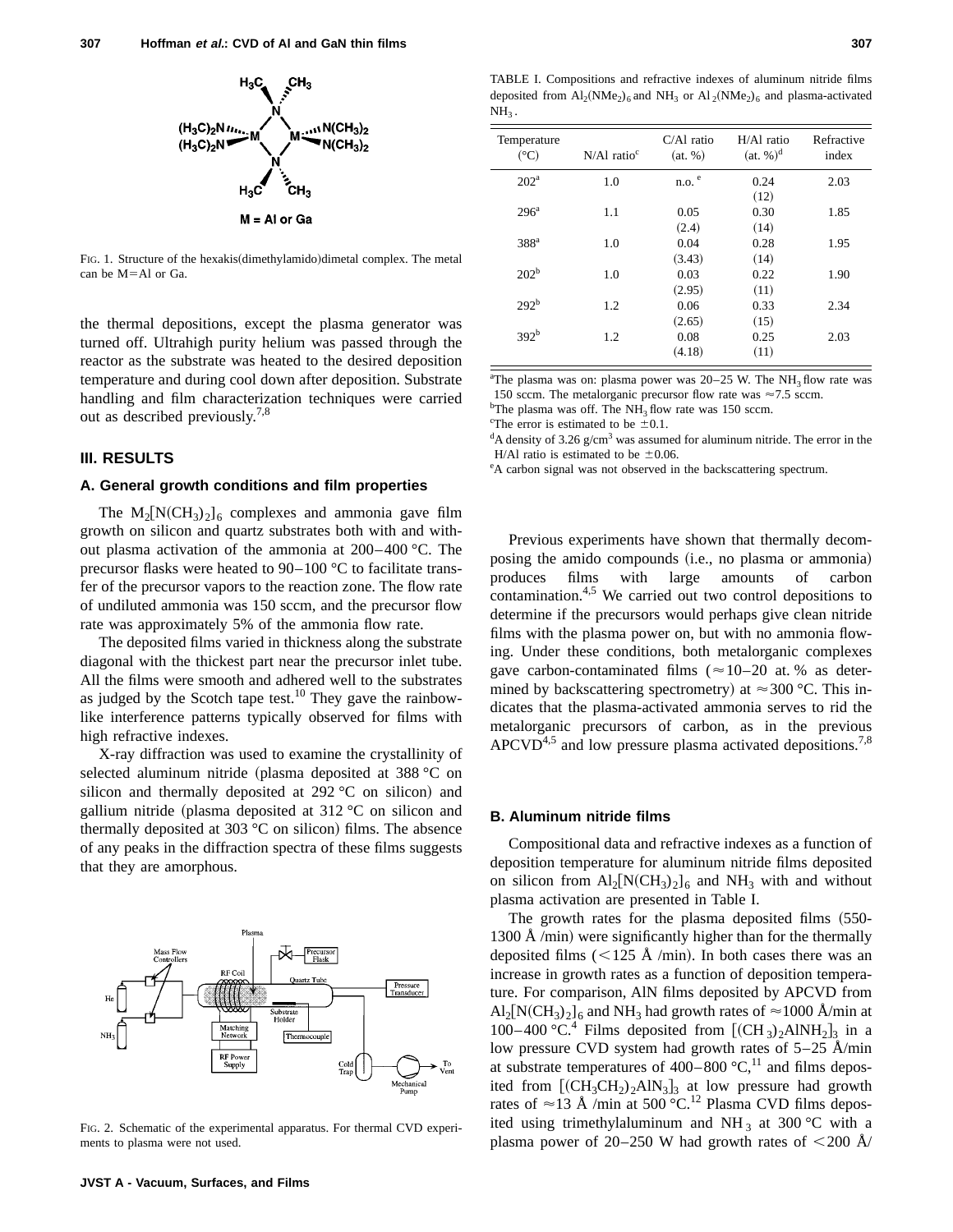FIG. 1. Structure of the hexakis(dimethylamido)dimetal complex. The metal can be M=Al or Ga.

the thermal depositions, except the plasma generator was turned off. Ultrahigh purity helium was passed through the reactor as the substrate was heated to the desired deposition temperature and during cool down after deposition. Substrate handling and film characterization techniques were carried out as described previously.[7,8]

## III. RESULTS

### A. General growth conditions and film properties

The $M_2[N(CH_3)_2]_6$ complexes and ammonia gave film growth on silicon and quartz substrates both with and without plasma activation of the ammonia at 200–400 °C. The precursor flasks were heated to 90–100 °C to facilitate transfer of the precursor vapors to the reaction zone. The flow rate of undiluted ammonia was 150 sccm, and the precursor flow rate was approximately 5% of the ammonia flow rate.

The deposited films varied in thickness along the substrate diagonal with the thickest part near the precursor inlet tube. All the films were smooth and adhered well to the substrates as judged by the Scotch tape test.[10] They gave the rainbow-like interference patterns typically observed for films with high refractive indexes.

X-ray diffraction was used to examine the crystallinity of selected aluminum nitride (plasma deposited at 388 °C on silicon and thermally deposited at 292 °C on silicon) and gallium nitride (plasma deposited at 312 °C on silicon and thermally deposited at 303 °C on silicon) films. The absence of any peaks in the diffraction spectra of these films suggests that they are amorphous.

FIG. 2. Schematic of the experimental apparatus. For thermal CVD experiments to plasma were not used.

TABLE I. Compositions and refractive indexes of aluminum nitride films deposited from $Al_2(NMe_2)_6$ and $NH_3$ or $Al_2(NMe_2)_6$ and plasma-activated $NH_3$.

| Temperature (°C) | N/Al ratio[c] | C/Al ratio (at. %) | H/Al ratio (at. %)[d] | Refractive index |
|---|---|---|---|---|
| 202[a] | 1.0 | n.o.[e] | 0.24 (12) | 2.03 |
| 296[a] | 1.1 | 0.05 (2.4) | 0.30 (14) | 1.85 |
| 388[a] | 1.0 | 0.04 (3.43) | 0.28 (14) | 1.95 |
| 202[b] | 1.0 | 0.03 (2.95) | 0.22 (11) | 1.90 |
| 292[b] | 1.2 | 0.06 (2.65) | 0.33 (15) | 2.34 |
| 392[b] | 1.2 | 0.08 (4.18) | 0.25 (11) | 2.03 |

[a]The plasma was on: plasma power was 20–25 W. The $NH_3$ flow rate was 150 sccm. The metalorganic precursor flow rate was ≈7.5 sccm.
[b]The plasma was off. The $NH_3$ flow rate was 150 sccm.
[c]The error is estimated to be ±0.1.
[d]A density of 3.26 g/cm$^3$ was assumed for aluminum nitride. The error in the H/Al ratio is estimated to be ±0.06.
[e]A carbon signal was not observed in the backscattering spectrum.

Previous experiments have shown that thermally decomposing the amido compounds (i.e., no plasma or ammonia) produces films with large amounts of carbon contamination.[4,5] We carried out two control depositions to determine if the precursors would perhaps give clean nitride films with the plasma power on, but with no ammonia flowing. Under these conditions, both metalorganic complexes gave carbon-contaminated films (≈10–20 at. % as determined by backscattering spectrometry) at ≈300 °C. This indicates that the plasma-activated ammonia serves to rid the metalorganic precursors of carbon, as in the previous APCVD[4,5] and low pressure plasma activated depositions.[7,8]

### B. Aluminum nitride films

Compositional data and refractive indexes as a function of deposition temperature for aluminum nitride films deposited on silicon from $Al_2[N(CH_3)_2]_6$ and $NH_3$ with and without plasma activation are presented in Table I.

The growth rates for the plasma deposited films (550-1300 Å /min) were significantly higher than for the thermally deposited films (<125 Å /min). In both cases there was an increase in growth rates as a function of deposition temperature. For comparison, AlN films deposited by APCVD from $Al_2[N(CH_3)_2]_6$ and $NH_3$ had growth rates of ≈1000 Å/min at 100–400 °C.[4] Films deposited from $[(CH_3)_2AlNH_2]_3$ in a low pressure CVD system had growth rates of 5–25 Å/min at substrate temperatures of 400–800 °C,[11] and films deposited from $[(CH_3CH_2)_2AlN_3]_3$ at low pressure had growth rates of ≈13 Å /min at 500 °C.[12] Plasma CVD films deposited using trimethylaluminum and $NH_3$ at 300 °C with a plasma power of 20–250 W had growth rates of <200 Å/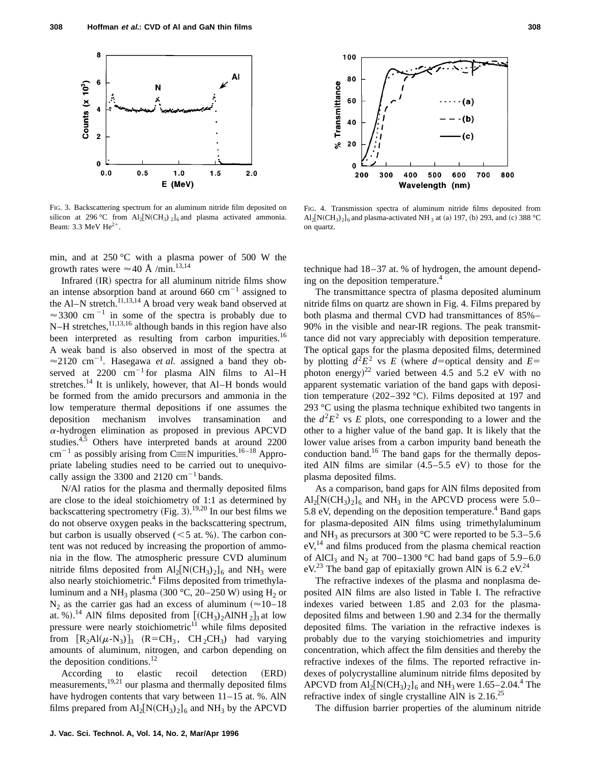FIG. 3. Backscattering spectrum for an aluminum nitride film deposited on silicon at 296 °C from $Al_2[N(CH_3)_2]_6$ and plasma activated ammonia. Beam: 3.3 MeV $He^{2+}$.

FIG. 4. Transmission spectra of aluminum nitride films deposited from $Al_2[N(CH_3)_2]_6$ and plasma-activated $NH_3$ at (a) 197, (b) 293, and (c) 388 °C on quartz.

min, and at 250 °C with a plasma power of 500 W the growth rates were ≈40 Å /min.[13,14]

Infrared (IR) spectra for all aluminum nitride films show an intense absorption band at around 660 $cm^{-1}$ assigned to the Al–N stretch.[11,13,14] A broad very weak band observed at ≈3300 $cm^{-1}$ in some of the spectra is probably due to N–H stretches,[11,13,16] although bands in this region have also been interpreted as resulting from carbon impurities.[16] A weak band is also observed in most of the spectra at ≈2120 $cm^{-1}$. Hasegawa *et al.* assigned a band they observed at 2200 $cm^{-1}$ for plasma AlN films to Al–H stretches.[14] It is unlikely, however, that Al–H bonds would be formed from the amido precursors and ammonia in the low temperature thermal depositions if one assumes the deposition mechanism involves transamination and $\alpha$-hydrogen elimination as proposed in previous APCVD studies.[4,5] Others have interpreted bands at around 2200 $cm^{-1}$ as possibly arising from C≡N impurities.[16–18] Appropriate labeling studies need to be carried out to unequivocally assign the 3300 and 2120 $cm^{-1}$ bands.

N/Al ratios for the plasma and thermally deposited films are close to the ideal stoichiometry of 1:1 as determined by backscattering spectrometry (Fig. 3).[19,20] In our best films we do not observe oxygen peaks in the backscattering spectrum, but carbon is usually observed (<5 at. %). The carbon content was not reduced by increasing the proportion of ammonia in the flow. The atmospheric pressure CVD aluminum nitride films deposited from $Al_2[N(CH_3)_2]_6$ and $NH_3$ were also nearly stoichiometric.[4] Films deposited from trimethylaluminum and a $NH_3$ plasma (300 °C, 20–250 W) using $H_2$ or $N_2$ as the carrier gas had an excess of aluminum (≈10–18 at. %).[14] AlN films deposited from $[(CH_3)_2AlNH_2]_3$ at low pressure were nearly stoichiometric[11] while films deposited from $[R_2Al(\mu\text{-}N_3)]_3$ (R=$CH_3$, $CH_2CH_3$) had varying amounts of aluminum, nitrogen, and carbon depending on the deposition conditions.[12]

According to elastic recoil detection (ERD) measurements,[19,21] our plasma and thermally deposited films have hydrogen contents that vary between 11–15 at. %. AlN films prepared from $Al_2[N(CH_3)_2]_6$ and $NH_3$ by the APCVD technique had 18–37 at. % of hydrogen, the amount depending on the deposition temperature.[4]

The transmittance spectra of plasma deposited aluminum nitride films on quartz are shown in Fig. 4. Films prepared by both plasma and thermal CVD had transmittances of 85%–90% in the visible and near-IR regions. The peak transmittance did not vary appreciably with deposition temperature. The optical gaps for the plasma deposited films, determined by plotting $d^2E^2$ vs $E$ (where $d$=optical density and $E$=photon energy)[22] varied between 4.5 and 5.2 eV with no apparent systematic variation of the band gaps with deposition temperature (202–392 °C). Films deposited at 197 and 293 °C using the plasma technique exhibited two tangents in the $d^2E^2$ vs $E$ plots, one corresponding to a lower and the other to a higher value of the band gap. It is likely that the lower value arises from a carbon impurity band beneath the conduction band.[16] The band gaps for the thermally deposited AlN films are similar (4.5–5.5 eV) to those for the plasma deposited films.

As a comparison, band gaps for AlN films deposited from $Al_2[N(CH_3)_2]_6$ and $NH_3$ in the APCVD process were 5.0–5.8 eV, depending on the deposition temperature.[4] Band gaps for plasma-deposited AlN films using trimethylaluminum and $NH_3$ as precursors at 300 °C were reported to be 5.3–5.6 eV,[14] and films produced from the plasma chemical reaction of $AlCl_3$ and $N_2$ at 700–1300 °C had band gaps of 5.9–6.0 eV.[23] The band gap of epitaxially grown AlN is 6.2 eV.[24]

The refractive indexes of the plasma and nonplasma deposited AlN films are also listed in Table I. The refractive indexes varied between 1.85 and 2.03 for the plasma-deposited films and between 1.90 and 2.34 for the thermally deposited films. The variation in the refractive indexes is probably due to the varying stoichiometries and impurity concentration, which affect the film densities and thereby the refractive indexes of the films. The reported refractive indexes of polycrystalline aluminum nitride films deposited by APCVD from $Al_2[N(CH_3)_2]_6$ and $NH_3$ were 1.65–2.04.[4] The refractive index of single crystalline AlN is 2.16.[25]

The diffusion barrier properties of the aluminum nitride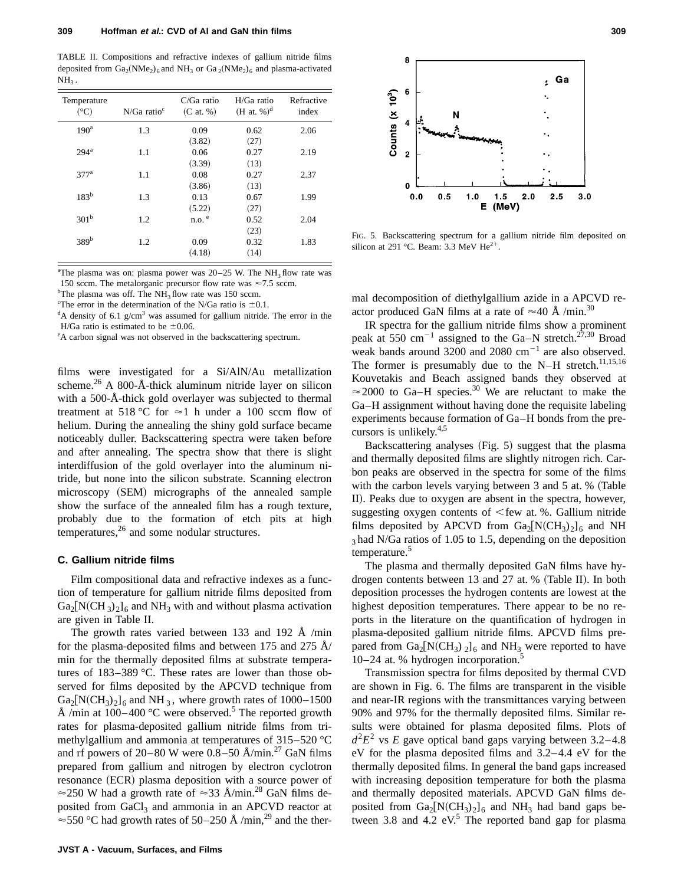TABLE II. Compositions and refractive indexes of gallium nitride films deposited from $Ga_2(NMe_2)_6$ and $NH_3$ or $Ga_2(NMe_2)_6$ and plasma-activated $NH_3$.

| Temperature (°C) | N/Ga ratio[c] | C/Ga ratio (C at. %) | H/Ga ratio (H at. %)[d] | Refractive index |
|---|---|---|---|---|
| 190[a] | 1.3 | 0.09 (3.82) | 0.62 (27) | 2.06 |
| 294[a] | 1.1 | 0.06 (3.39) | 0.27 (13) | 2.19 |
| 377[a] | 1.1 | 0.08 (3.86) | 0.27 (13) | 2.37 |
| 183[b] | 1.3 | 0.13 (5.22) | 0.67 (27) | 1.99 |
| 301[b] | 1.2 | n.o.[e] | 0.52 (23) | 2.04 |
| 389[b] | 1.2 | 0.09 (4.18) | 0.32 (14) | 1.83 |

[a]The plasma was on: plasma power was 20–25 W. The $NH_3$ flow rate was 150 sccm. The metalorganic precursor flow rate was ≈7.5 sccm.
[b]The plasma was off. The $NH_3$ flow rate was 150 sccm.
[c]The error in the determination of the N/Ga ratio is ±0.1.
[d]A density of 6.1 g/cm$^3$ was assumed for gallium nitride. The error in the H/Ga ratio is estimated to be ±0.06.
[e]A carbon signal was not observed in the backscattering spectrum.

films were investigated for a Si/AlN/Au metallization scheme.[26] A 800-Å-thick aluminum nitride layer on silicon with a 500-Å-thick gold overlayer was subjected to thermal treatment at 518 °C for ≈1 h under a 100 sccm flow of helium. During the annealing the shiny gold surface became noticeably duller. Backscattering spectra were taken before and after annealing. The spectra show that there is slight interdiffusion of the gold overlayer into the aluminum nitride, but none into the silicon substrate. Scanning electron microscopy (SEM) micrographs of the annealed sample show the surface of the annealed film has a rough texture, probably due to the formation of etch pits at high temperatures,[26] and some nodular structures.

### C. Gallium nitride films

Film compositional data and refractive indexes as a function of temperature for gallium nitride films deposited from $Ga_2[N(CH_3)_2]_6$ and $NH_3$ with and without plasma activation are given in Table II.

The growth rates varied between 133 and 192 Å /min for the plasma-deposited films and between 175 and 275 Å/min for the thermally deposited films at substrate temperatures of 183–389 °C. These rates are lower than those observed for films deposited by the APCVD technique from $Ga_2[N(CH_3)_2]_6$ and $NH_3$, where growth rates of 1000–1500 Å /min at 100–400 °C were observed.[5] The reported growth rates for plasma-deposited gallium nitride films from trimethylgallium and ammonia at temperatures of 315–520 °C and rf powers of 20–80 W were 0.8–50 Å/min.[27] GaN films prepared from gallium and nitrogen by electron cyclotron resonance (ECR) plasma deposition with a source power of ≈250 W had a growth rate of ≈33 Å/min.[28] GaN films deposited from $GaCl_3$ and ammonia in an APCVD reactor at ≈550 °C had growth rates of 50–250 Å /min,[29] and the thermal decomposition of diethylgallium azide in a APCVD reactor produced GaN films at a rate of ≈40 Å /min.[30]

FIG. 5. Backscattering spectrum for a gallium nitride film deposited on silicon at 291 °C. Beam: 3.3 MeV $He^{2+}$.

IR spectra for the gallium nitride films show a prominent peak at 550 cm$^{-1}$ assigned to the Ga–N stretch.[27,30] Broad weak bands around 3200 and 2080 cm$^{-1}$ are also observed. The former is presumably due to the N–H stretch.[11,15,16] Kouvetakis and Beach assigned bands they observed at ≈2000 to Ga–H species.[30] We are reluctant to make the Ga–H assignment without having done the requisite labeling experiments because formation of Ga–H bonds from the precursors is unlikely.[4,5]

Backscattering analyses (Fig. 5) suggest that the plasma and thermally deposited films are slightly nitrogen rich. Carbon peaks are observed in the spectra for some of the films with the carbon levels varying between 3 and 5 at. % (Table II). Peaks due to oxygen are absent in the spectra, however, suggesting oxygen contents of <few at. %. Gallium nitride films deposited by APCVD from $Ga_2[N(CH_3)_2]_6$ and $NH_3$ had N/Ga ratios of 1.05 to 1.5, depending on the deposition temperature.[5]

The plasma and thermally deposited GaN films have hydrogen contents between 13 and 27 at. % (Table II). In both deposition processes the hydrogen contents are lowest at the highest deposition temperatures. There appear to be no reports in the literature on the quantification of hydrogen in plasma-deposited gallium nitride films. APCVD films prepared from $Ga_2[N(CH_3)_2]_6$ and $NH_3$ were reported to have 10–24 at. % hydrogen incorporation.[5]

Transmission spectra for films deposited by thermal CVD are shown in Fig. 6. The films are transparent in the visible and near-IR regions with the transmittances varying between 90% and 97% for the thermally deposited films. Similar results were obtained for plasma deposited films. Plots of $d^2E^2$ vs $E$ gave optical band gaps varying between 3.2–4.8 eV for the plasma deposited films and 3.2–4.4 eV for the thermally deposited films. In general the band gaps increased with increasing deposition temperature for both the plasma and thermally deposited materials. APCVD GaN films deposited from $Ga_2[N(CH_3)_2]_6$ and $NH_3$ had band gaps between 3.8 and 4.2 eV.[5] The reported band gap for plasma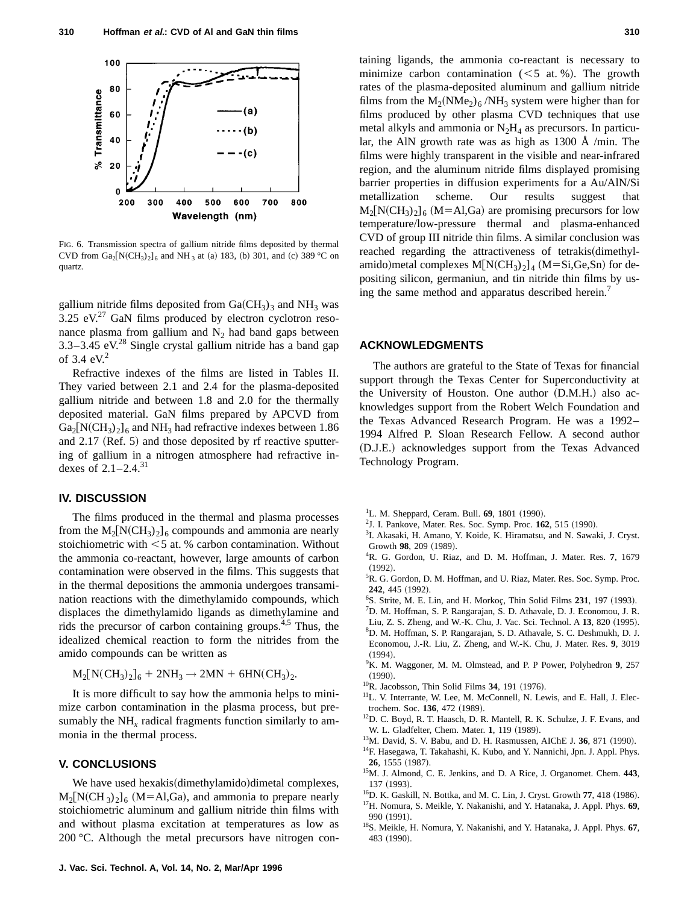FIG. 6. Transmission spectra of gallium nitride films deposited by thermal CVD from $Ga_2[N(CH_3)_2]_6$ and $NH_3$ at (a) 183, (b) 301, and (c) 389 °C on quartz.

gallium nitride films deposited from $Ga(CH_3)_3$ and $NH_3$ was 3.25 eV.[27] GaN films produced by electron cyclotron resonance plasma from gallium and $N_2$ had band gaps between 3.3–3.45 eV.[28] Single crystal gallium nitride has a band gap of 3.4 eV.[2]

Refractive indexes of the films are listed in Tables II. They varied between 2.1 and 2.4 for the plasma-deposited gallium nitride and between 1.8 and 2.0 for the thermally deposited material. GaN films prepared by APCVD from $Ga_2[N(CH_3)_2]_6$ and $NH_3$ had refractive indexes between 1.86 and 2.17 (Ref. 5) and those deposited by rf reactive sputtering of gallium in a nitrogen atmosphere had refractive indexes of 2.1–2.4.[31]

## IV. DISCUSSION

The films produced in the thermal and plasma processes from the $M_2[N(CH_3)_2]_6$ compounds and ammonia are nearly stoichiometric with $<5$ at. % carbon contamination. Without the ammonia co-reactant, however, large amounts of carbon contamination were observed in the films. This suggests that in the thermal depositions the ammonia undergoes transamination reactions with the dimethylamido compounds, which displaces the dimethylamido ligands as dimethylamine and rids the precursor of carbon containing groups.[4,5] Thus, the idealized chemical reaction to form the nitrides from the amido compounds can be written as

$$M_2[N(CH_3)_2]_6 + 2NH_3 \rightarrow 2MN + 6HN(CH_3)_2.$$

It is more difficult to say how the ammonia helps to minimize carbon contamination in the plasma process, but presumably the $NH_x$ radical fragments function similarly to ammonia in the thermal process.

## V. CONCLUSIONS

We have used hexakis(dimethylamido)dimetal complexes, $M_2[N(CH_3)_2]_6$ (M=Al,Ga), and ammonia to prepare nearly stoichiometric aluminum and gallium nitride thin films with and without plasma excitation at temperatures as low as 200 °C. Although the metal precursors have nitrogen containing ligands, the ammonia co-reactant is necessary to minimize carbon contamination ($<5$ at. %). The growth rates of the plasma-deposited aluminum and gallium nitride films from the $M_2(NMe_2)_6/NH_3$ system were higher than for films produced by other plasma CVD techniques that use metal alkyls and ammonia or $N_2H_4$ as precursors. In particular, the AlN growth rate was as high as 1300 Å/min. The films were highly transparent in the visible and near-infrared region, and the aluminum nitride films displayed promising barrier properties in diffusion experiments for a Au/AlN/Si metallization scheme. Our results suggest that $M_2[N(CH_3)_2]_6$ (M=Al,Ga) are promising precursors for low temperature/low-pressure thermal and plasma-enhanced CVD of group III nitride thin films. A similar conclusion was reached regarding the attractiveness of tetrakis(dimethylamido)metal complexes $M[N(CH_3)_2]_4$ (M=Si,Ge,Sn) for depositing silicon, germaniun, and tin nitride thin films by using the same method and apparatus described herein.[7]

## ACKNOWLEDGMENTS

The authors are grateful to the State of Texas for financial support through the Texas Center for Superconductivity at the University of Houston. One author (D.M.H.) also acknowledges support from the Robert Welch Foundation and the Texas Advanced Research Program. He was a 1992–1994 Alfred P. Sloan Research Fellow. A second author (D.J.E.) acknowledges support from the Texas Advanced Technology Program.

[1] L. M. Sheppard, Ceram. Bull. **69**, 1801 (1990).
[2] J. I. Pankove, Mater. Res. Soc. Symp. Proc. **162**, 515 (1990).
[3] I. Akasaki, H. Amano, Y. Koide, K. Hiramatsu, and N. Sawaki, J. Cryst. Growth **98**, 209 (1989).
[4] R. G. Gordon, U. Riaz, and D. M. Hoffman, J. Mater. Res. **7**, 1679 (1992).
[5] R. G. Gordon, D. M. Hoffman, and U. Riaz, Mater. Res. Soc. Symp. Proc. **242**, 445 (1992).
[6] S. Strite, M. E. Lin, and H. Morkoç, Thin Solid Films **231**, 197 (1993).
[7] D. M. Hoffman, S. P. Rangarajan, S. D. Athavale, D. J. Economou, J. R. Liu, Z. S. Zheng, and W.-K. Chu, J. Vac. Sci. Technol. A **13**, 820 (1995).
[8] D. M. Hoffman, S. P. Rangarajan, S. D. Athavale, S. C. Deshmukh, D. J. Economou, J.-R. Liu, Z. Zheng, and W.-K. Chu, J. Mater. Res. **9**, 3019 (1994).
[9] K. M. Waggoner, M. M. Olmstead, and P. P Power, Polyhedron **9**, 257 (1990).
[10] R. Jacobsson, Thin Solid Films **34**, 191 (1976).
[11] L. V. Interrante, W. Lee, M. McConnell, N. Lewis, and E. Hall, J. Electrochem. Soc. **136**, 472 (1989).
[12] D. C. Boyd, R. T. Haasch, D. R. Mantell, R. K. Schulze, J. F. Evans, and W. L. Gladfelter, Chem. Mater. **1**, 119 (1989).
[13] M. David, S. V. Babu, and D. H. Rasmussen, AIChE J. **36**, 871 (1990).
[14] F. Hasegawa, T. Takahashi, K. Kubo, and Y. Nannichi, Jpn. J. Appl. Phys. **26**, 1555 (1987).
[15] M. J. Almond, C. E. Jenkins, and D. A Rice, J. Organomet. Chem. **443**, 137 (1993).
[16] D. K. Gaskill, N. Bottka, and M. C. Lin, J. Cryst. Growth **77**, 418 (1986).
[17] H. Nomura, S. Meikle, Y. Nakanishi, and Y. Hatanaka, J. Appl. Phys. **69**, 990 (1991).
[18] S. Meikle, H. Nomura, Y. Nakanishi, and Y. Hatanaka, J. Appl. Phys. **67**, 483 (1990).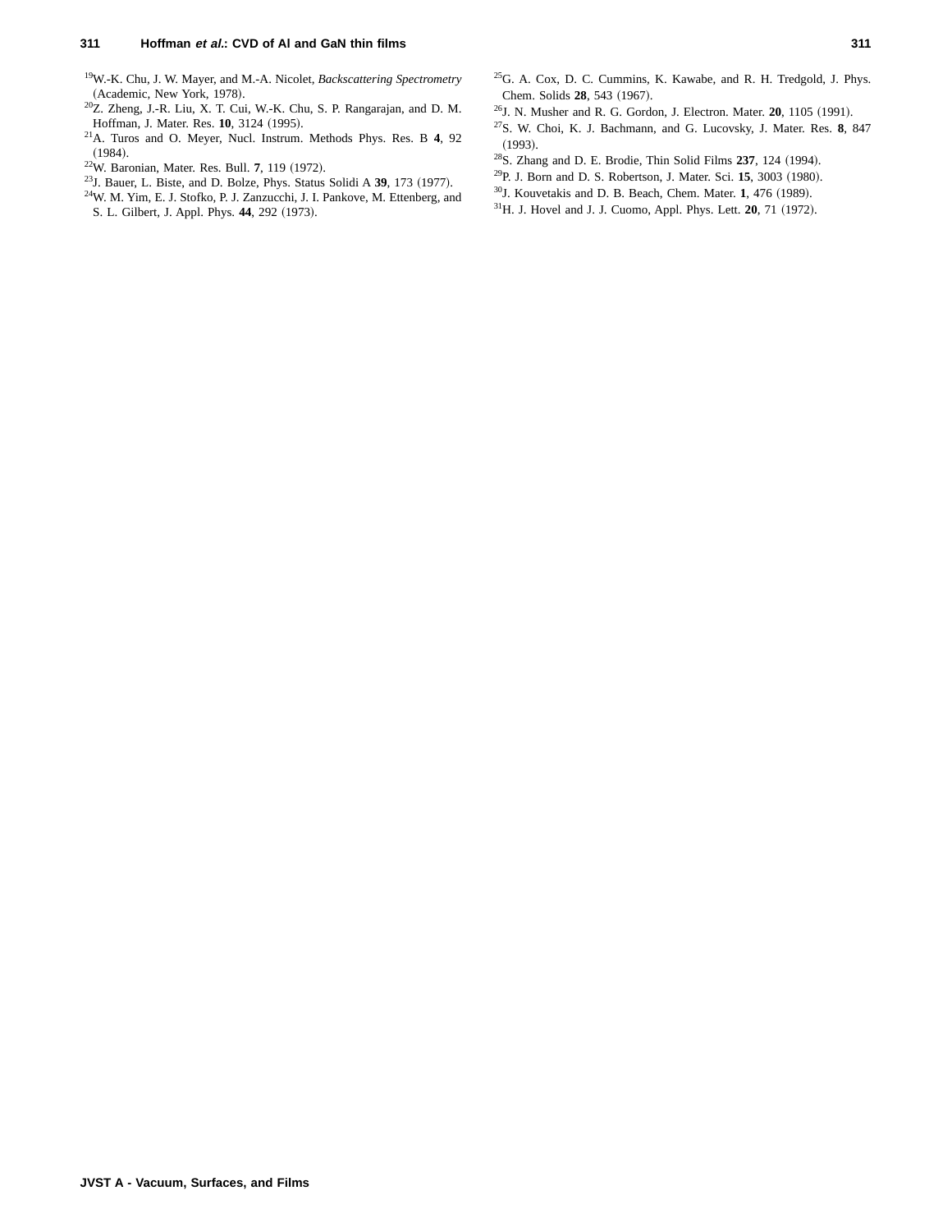[19]W.-K. Chu, J. W. Mayer, and M.-A. Nicolet, *Backscattering Spectrometry* (Academic, New York, 1978).
[20]Z. Zheng, J.-R. Liu, X. T. Cui, W.-K. Chu, S. P. Rangarajan, and D. M. Hoffman, J. Mater. Res. **10**, 3124 (1995).
[21]A. Turos and O. Meyer, Nucl. Instrum. Methods Phys. Res. B **4**, 92 (1984).
[22]W. Baronian, Mater. Res. Bull. **7**, 119 (1972).
[23]J. Bauer, L. Biste, and D. Bolze, Phys. Status Solidi A **39**, 173 (1977).
[24]W. M. Yim, E. J. Stofko, P. J. Zanzucchi, J. I. Pankove, M. Ettenberg, and S. L. Gilbert, J. Appl. Phys. **44**, 292 (1973).
[25]G. A. Cox, D. C. Cummins, K. Kawabe, and R. H. Tredgold, J. Phys. Chem. Solids **28**, 543 (1967).
[26]J. N. Musher and R. G. Gordon, J. Electron. Mater. **20**, 1105 (1991).
[27]S. W. Choi, K. J. Bachmann, and G. Lucovsky, J. Mater. Res. **8**, 847 (1993).
[28]S. Zhang and D. E. Brodie, Thin Solid Films **237**, 124 (1994).
[29]P. J. Born and D. S. Robertson, J. Mater. Sci. **15**, 3003 (1980).
[30]J. Kouvetakis and D. B. Beach, Chem. Mater. **1**, 476 (1989).
[31]H. J. Hovel and J. J. Cuomo, Appl. Phys. Lett. **20**, 71 (1972).